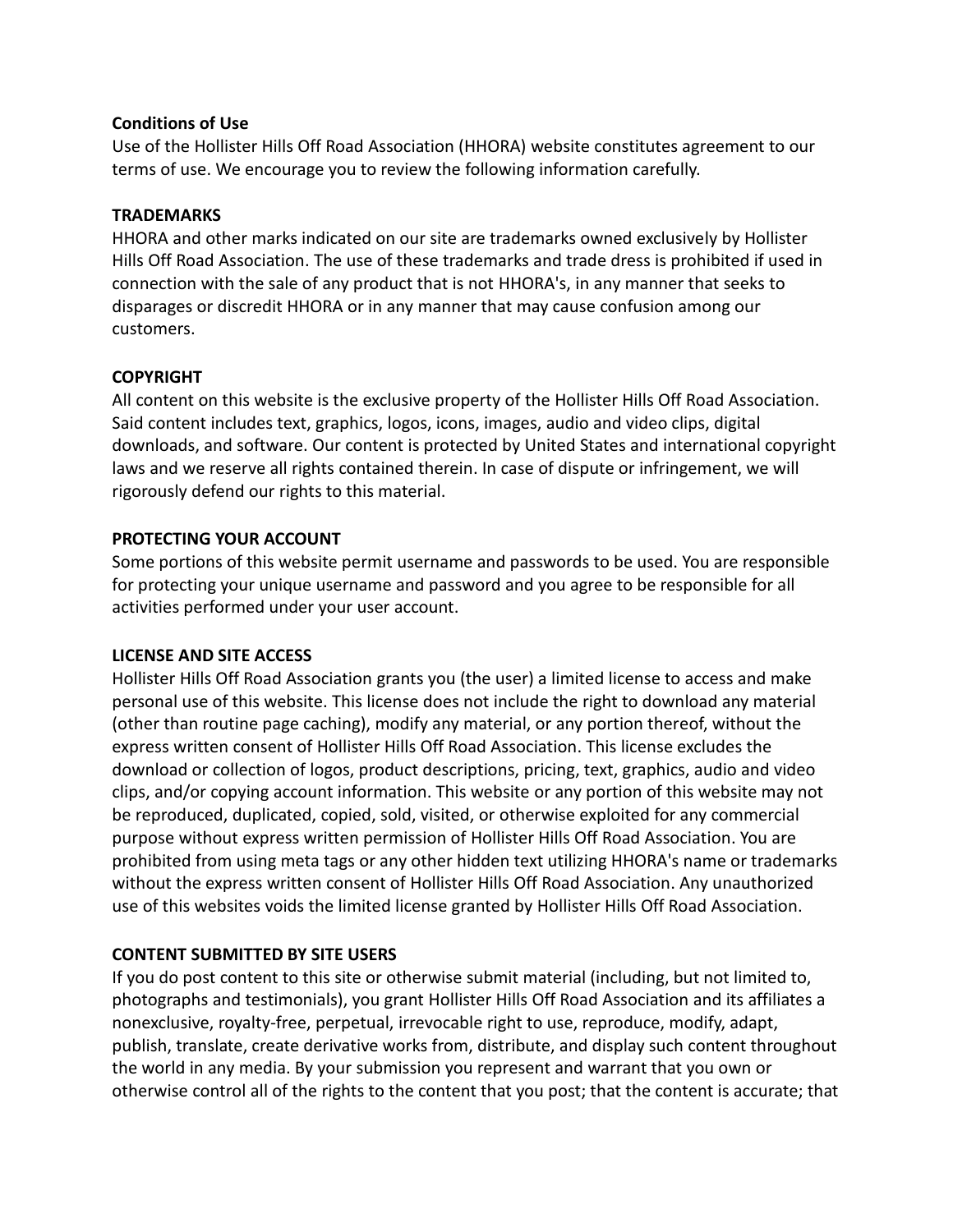## Conditions of Use

Use of the Hollister Hills Off Road Association (HHORA) website constitutes agreement to our terms of use. We encourage you to review the following information carefully.

### TRADEMARKS

HHORA and other marks indicated on our site are trademarks owned exclusively by Hollister Hills Off Road Association. The use of these trademarks and trade dress is prohibited if used in connection with the sale of any product that is not HHORA's, in any manner that seeks to disparages or discredit HHORA or in any manner that may cause confusion among our customers.

### COPYRIGHT

All content on this website is the exclusive property of the Hollister Hills Off Road Association. Said content includes text, graphics, logos, icons, images, audio and video clips, digital downloads, and software. Our content is protected by United States and international copyright laws and we reserve all rights contained therein. In case of dispute or infringement, we will rigorously defend our rights to this material.

### PROTECTING YOUR ACCOUNT

Some portions of this website permit username and passwords to be used. You are responsible for protecting your unique username and password and you agree to be responsible for all activities performed under your user account.

### LICENSE AND SITE ACCESS

Hollister Hills Off Road Association grants you (the user) a limited license to access and make personal use of this website. This license does not include the right to download any material (other than routine page caching), modify any material, or any portion thereof, without the express written consent of Hollister Hills Off Road Association. This license excludes the download or collection of logos, product descriptions, pricing, text, graphics, audio and video clips, and/or copying account information. This website or any portion of this website may not be reproduced, duplicated, copied, sold, visited, or otherwise exploited for any commercial purpose without express written permission of Hollister Hills Off Road Association. You are prohibited from using meta tags or any other hidden text utilizing HHORA's name or trademarks without the express written consent of Hollister Hills Off Road Association. Any unauthorized use of this websites voids the limited license granted by Hollister Hills Off Road Association.

### CONTENT SUBMITTED BY SITE USERS

If you do post content to this site or otherwise submit material (including, but not limited to, photographs and testimonials), you grant Hollister Hills Off Road Association and its affiliates a nonexclusive, royalty-free, perpetual, irrevocable right to use, reproduce, modify, adapt, publish, translate, create derivative works from, distribute, and display such content throughout the world in any media. By your submission you represent and warrant that you own or otherwise control all of the rights to the content that you post; that the content is accurate; that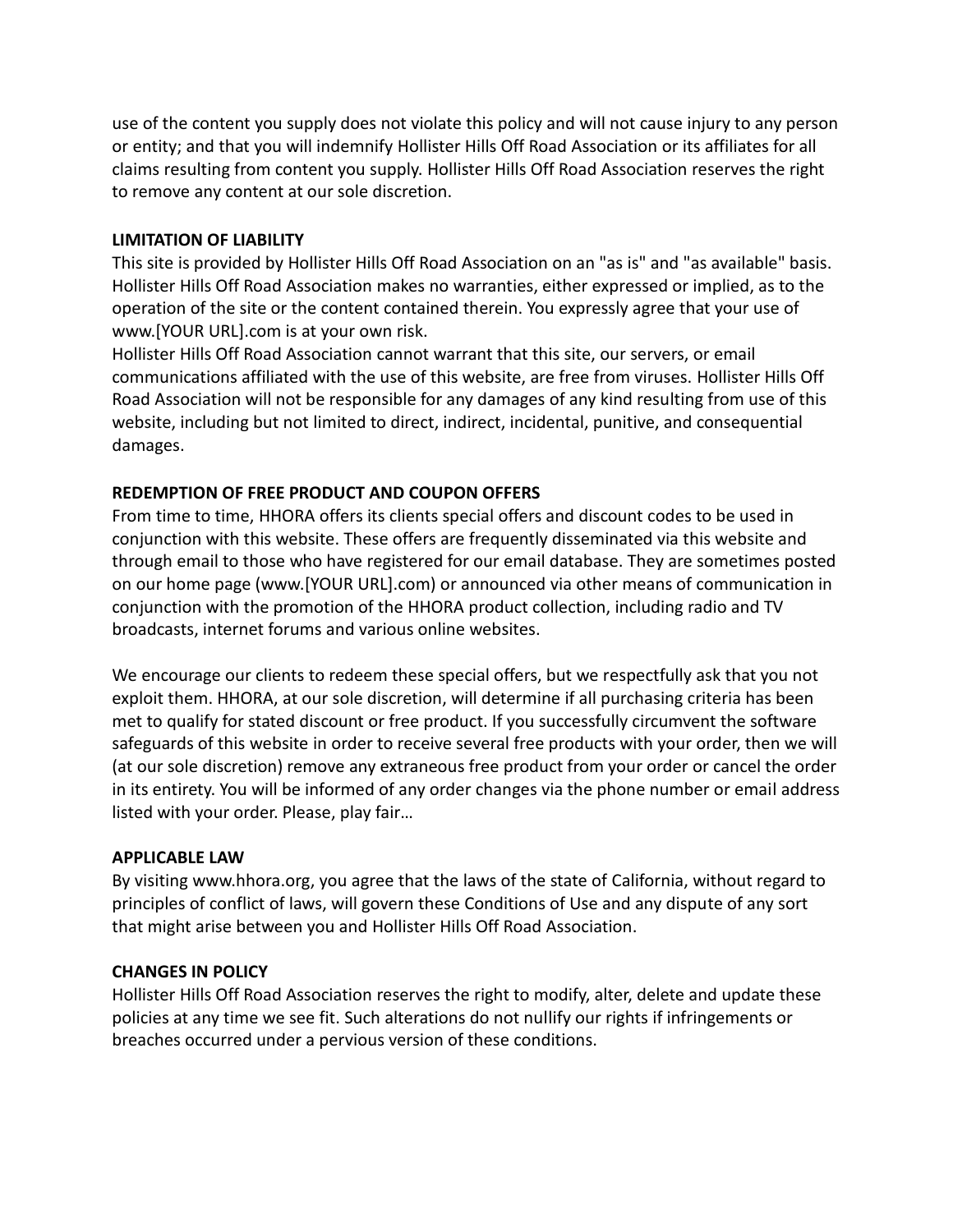use of the content you supply does not violate this policy and will not cause injury to any person or entity; and that you will indemnify Hollister Hills Off Road Association or its affiliates for all claims resulting from content you supply. Hollister Hills Off Road Association reserves the right to remove any content at our sole discretion.

**LIMITATION OF LIABILITY**

This site is provided by Hollister Hills Off Road Association on an "as is" and "as available" basis. Hollister Hills Off Road Association makes no warranties, either expressed or implied, as to the operation of the site or the content contained therein. You expressly agree that your use of www.[YOUR URL].com is at your own risk.

Hollister Hills Off Road Association cannot warrant that this site, our servers, or email communications affiliated with the use of this website, are free from viruses. Hollister Hills Off Road Association will not be responsible for any damages of any kind resulting from use of this website, including but not limited to direct, indirect, incidental, punitive, and consequential damages.

**REDEMPTION OF FREE PRODUCT AND COUPON OFFERS**

From time to time, HHORA offers its clients special offers and discount codes to be used in conjunction with this website. These offers are frequently disseminated via this website and through email to those who have registered for our email database. They are sometimes posted on our home page (www.[YOUR URL].com) or announced via other means of communication in conjunction with the promotion of the HHORA product collection, including radio and TV broadcasts, internet forums and various online websites.

We encourage our clients to redeem these special offers, but we respectfully ask that you not exploit them. HHORA, at our sole discretion, will determine if all purchasing criteria has been met to qualify for stated discount or free product. If you successfully circumvent the software safeguards of this website in order to receive several free products with your order, then we will (at our sole discretion) remove any extraneous free product from your order or cancel the order in its entirety. You will be informed of any order changes via the phone number or email address listed with your order. Please, play fair…

**APPLICABLE LAW**

By visiting www.hhora.org, you agree that the laws of the state of California, without regard to principles of conflict of laws, will govern these Conditions of Use and any dispute of any sort that might arise between you and Hollister Hills Off Road Association.

**CHANGES IN POLICY**

Hollister Hills Off Road Association reserves the right to modify, alter, delete and update these policies at any time we see fit. Such alterations do not nullify our rights if infringements or breaches occurred under a pervious version of these conditions.